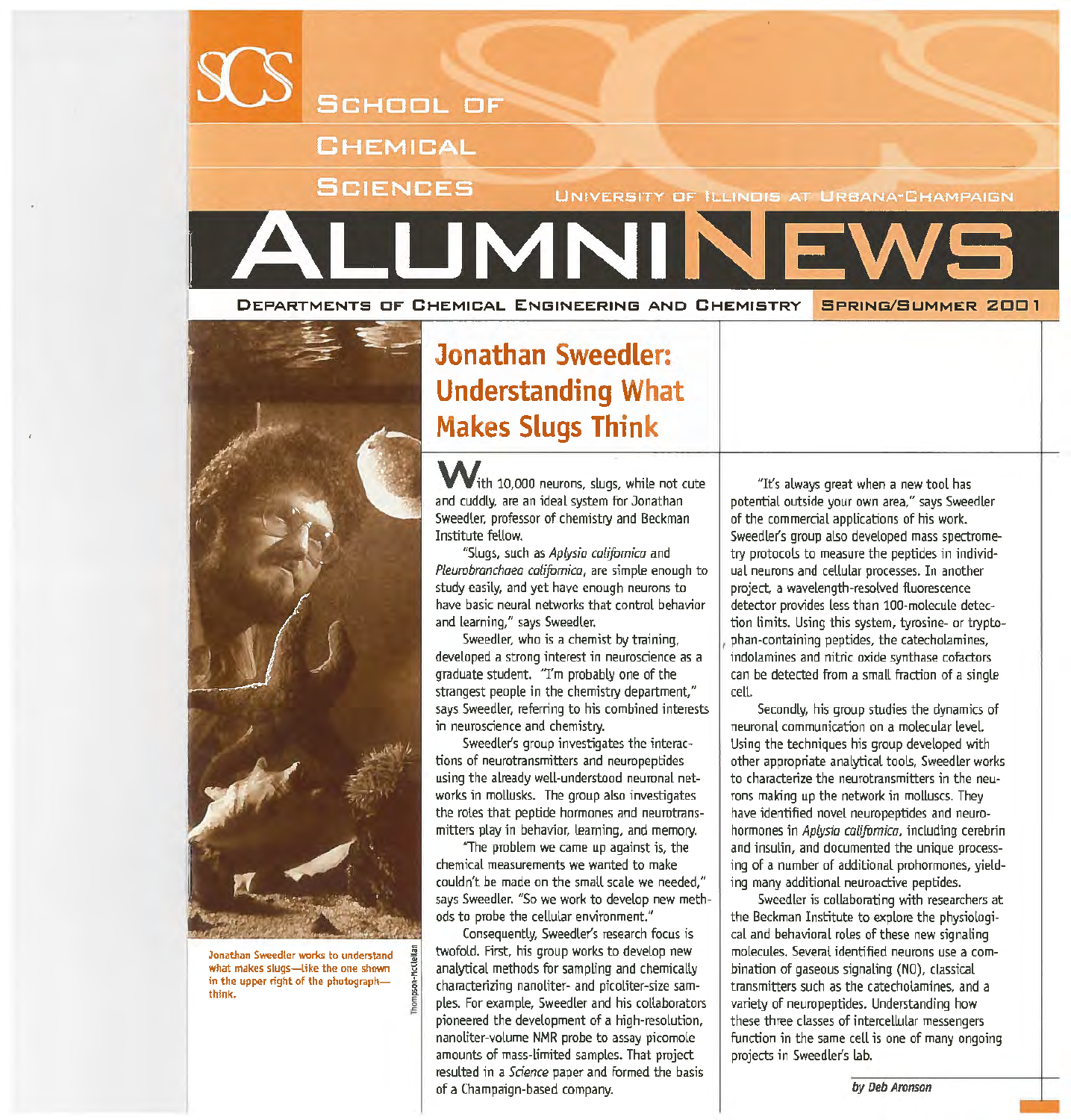# SCHOOL OF CHEMICAL SCIENCES

UNIVERSITY OF ILLINOIS AT URBANA-CHAMPAIGN

# ALUMNI NEWS

DEPARTMENTS OF CHEMICAL ENGINEERING AND CHEMISTRY SPRING/SUMMER 2001

## Jonathan Sweedler: Understanding What Makes Slugs Think

Jonathan Sweedler works to understand what makes slugs—like the one shown in the upper right of the photograph—think.

Thompson-McClellan

With 10,000 neurons, slugs, while not cute and cuddly, are an ideal system for Jonathan Sweedler, professor of chemistry and Beckman Institute fellow.

"Slugs, such as *Aplysia californica* and *Pleurobranchaea californica*, are simple enough to study easily, and yet have enough neurons to have basic neural networks that control behavior and learning," says Sweedler.

Sweedler, who is a chemist by training, developed a strong interest in neuroscience as a graduate student. "I'm probably one of the strangest people in the chemistry department," says Sweedler, referring to his combined interests in neuroscience and chemistry.

Sweedler's group investigates the interactions of neurotransmitters and neuropeptides using the already well-understood neuronal networks in mollusks. The group also investigates the roles that peptide hormones and neurotransmitters play in behavior, learning, and memory.

"The problem we came up against is, the chemical measurements we wanted to make couldn't be made on the small scale we needed," says Sweedler. "So we work to develop new methods to probe the cellular environment."

Consequently, Sweedler's research focus is twofold. First, his group works to develop new analytical methods for sampling and chemically characterizing nanoliter- and picoliter-size samples. For example, Sweedler and his collaborators pioneered the development of a high-resolution, nanoliter-volume NMR probe to assay picomole amounts of mass-limited samples. That project resulted in a *Science* paper and formed the basis of a Champaign-based company.

"It's always great when a new tool has potential outside your own area," says Sweedler of the commercial applications of his work. Sweedler's group also developed mass spectrometry protocols to measure the peptides in individual neurons and cellular processes. In another project, a wavelength-resolved fluorescence detector provides less than 100-molecule detection limits. Using this system, tyrosine- or tryptophan-containing peptides, the catecholamines, indolamines and nitric oxide synthase cofactors can be detected from a small fraction of a single cell.

Secondly, his group studies the dynamics of neuronal communication on a molecular level. Using the techniques his group developed with other appropriate analytical tools, Sweedler works to characterize the neurotransmitters in the neurons making up the network in molluscs. They have identified novel neuropeptides and neurohormones in *Aplysia californica*, including cerebrin and insulin, and documented the unique processing of a number of additional prohormones, yielding many additional neuroactive peptides.

Sweedler is collaborating with researchers at the Beckman Institute to explore the physiological and behavioral roles of these new signaling molecules. Several identified neurons use a combination of gaseous signaling (NO), classical transmitters such as the catecholamines, and a variety of neuropeptides. Understanding how these three classes of intercellular messengers function in the same cell is one of many ongoing projects in Sweedler's lab.

*by Deb Aronson*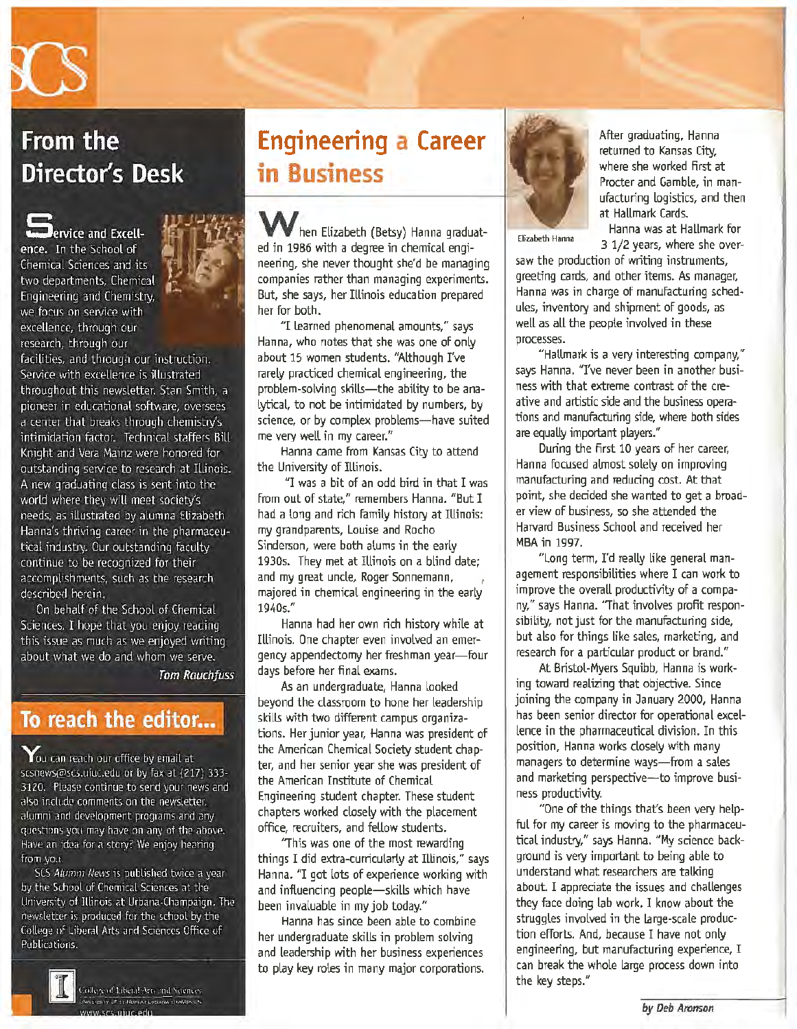## From the Director's Desk

**Service and Excellence.** In the School of Chemical Sciences and its two departments, Chemical Engineering and Chemistry, we focus on service with excellence, through our research, through our facilities, and through our instruction. Service with excellence is illustrated throughout this newsletter. Stan Smith, a pioneer in educational software, oversees a center that breaks through chemistry's intimidation factor. Technical staffers Bill Knight and Vera Mainz were honored for outstanding service to research at Illinois. A new graduating class is sent into the world where they will meet society's needs, as illustrated by alumna Elizabeth Hanna's thriving career in the pharmaceutical industry. Our outstanding faculty continue to be recognized for their accomplishments, such as the research described herein.

On behalf of the School of Chemical Sciences, I hope that you enjoy reading this issue as much as we enjoyed writing about what we do and whom we serve.

*Tom Rauchfuss*

## To reach the editor...

You can reach our office by email at scsnews@scs.uiuc.edu or by fax at (217) 333-3120. Please continue to send your news and also include comments on the newsletter, alumni and development programs and any questions you may have on any of the above. Have an idea for a story? We enjoy hearing from you.

SCS *Alumni News* is published twice a year by the School of Chemical Sciences at the University of Illinois at Urbana-Champaign. The newsletter is produced for the school by the College of Liberal Arts and Sciences Office of Publications.

College of Liberal Arts and Sciences
University of Illinois at Urbana-Champaign
www.scs.uiuc.edu

## Engineering a Career in Business

When Elizabeth (Betsy) Hanna graduated in 1986 with a degree in chemical engineering, she never thought she'd be managing companies rather than managing experiments. But, she says, her Illinois education prepared her for both.

"I learned phenomenal amounts," says Hanna, who notes that she was one of only about 15 women students. "Although I've rarely practiced chemical engineering, the problem-solving skills—the ability to be analytical, to not be intimidated by numbers, by science, or by complex problems—have suited me very well in my career."

Hanna came from Kansas City to attend the University of Illinois.

"I was a bit of an odd bird in that I was from out of state," remembers Hanna. "But I had a long and rich family history at Illinois: my grandparents, Louise and Rocho Sinderson, were both alums in the early 1930s. They met at Illinois on a blind date; and my great uncle, Roger Sonnemann, majored in chemical engineering in the early 1940s."

Hanna had her own rich history while at Illinois. One chapter even involved an emergency appendectomy her freshman year—four days before her final exams.

As an undergraduate, Hanna looked beyond the classroom to hone her leadership skills with two different campus organizations. Her junior year, Hanna was president of the American Chemical Society student chapter, and her senior year she was president of the American Institute of Chemical Engineering student chapter. These student chapters worked closely with the placement office, recruiters, and fellow students.

"This was one of the most rewarding things I did extra-curricularly at Illinois," says Hanna. "I got lots of experience working with and influencing people—skills which have been invaluable in my job today."

Hanna has since been able to combine her undergraduate skills in problem solving and leadership with her business experiences to play key roles in many major corporations.

Elizabeth Hanna

After graduating, Hanna returned to Kansas City, where she worked first at Procter and Gamble, in manufacturing logistics, and then at Hallmark Cards.

Hanna was at Hallmark for 3 1/2 years, where she oversaw the production of writing instruments, greeting cards, and other items. As manager, Hanna was in charge of manufacturing schedules, inventory and shipment of goods, as well as all the people involved in these processes.

"Hallmark is a very interesting company," says Hanna. "I've never been in another business with that extreme contrast of the creative and artistic side and the business operations and manufacturing side, where both sides are equally important players."

During the first 10 years of her career, Hanna focused almost solely on improving manufacturing and reducing cost. At that point, she decided she wanted to get a broader view of business, so she attended the Harvard Business School and received her MBA in 1997.

"Long term, I'd really like general management responsibilities where I can work to improve the overall productivity of a company," says Hanna. "That involves profit responsibility, not just for the manufacturing side, but also for things like sales, marketing, and research for a particular product or brand."

At Bristol-Myers Squibb, Hanna is working toward realizing that objective. Since joining the company in January 2000, Hanna has been senior director for operational excellence in the pharmaceutical division. In this position, Hanna works closely with many managers to determine ways—from a sales and marketing perspective—to improve business productivity.

"One of the things that's been very helpful for my career is moving to the pharmaceutical industry," says Hanna. "My science background is very important to being able to understand what researchers are talking about. I appreciate the issues and challenges they face doing lab work. I know about the struggles involved in the large-scale production efforts. And, because I have not only engineering, but manufacturing experience, I can break the whole large process down into the key steps."

*by Deb Aronson*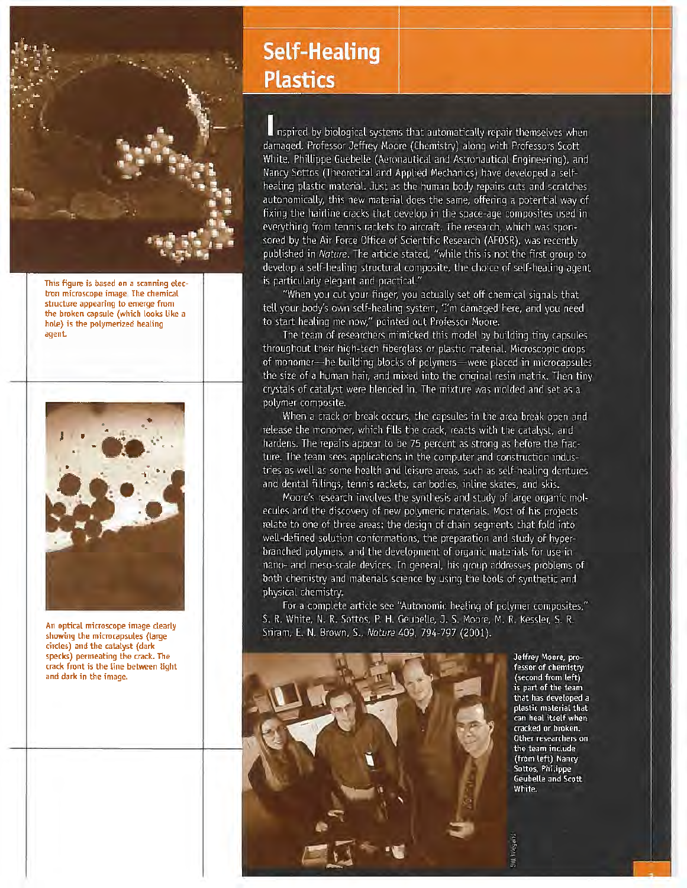# Self-Healing Plastics

This figure is based on a scanning electron microscope image. The chemical structure appearing to emerge from the broken capsule (which looks like a hole) is the polymerized healing agent.

An optical microscope image clearly showing the microcapsules (large circles) and the catalyst (dark specks) permeating the crack. The crack front is the line between light and dark in the image.

Inspired by biological systems that automatically repair themselves when damaged, Professor Jeffrey Moore (Chemistry) along with Professors Scott White, Phillippe Guebelle (Aeronautical and Astronautical Engineering), and Nancy Sottos (Theoretical and Applied Mechanics) have developed a self-healing plastic material. Just as the human body repairs cuts and scratches autonomically, this new material does the same, offering a potential way of fixing the hairline cracks that develop in the space-age composites used in everything from tennis rackets to aircraft. The research, which was sponsored by the Air Force Office of Scientific Research (AFOSR), was recently published in *Nature*. The article stated, "while this is not the first group to develop a self-healing structural composite, the choice of self-healing agent is particularly elegant and practical."

"When you cut your finger, you actually set off chemical signals that tell your body's own self-healing system, 'I'm damaged here, and you need to start healing me now,'" pointed out Professor Moore.

The team of researchers mimicked this model by building tiny capsules throughout their high-tech fiberglass or plastic material. Microscopic drops of monomer—the building blocks of polymers—were placed in microcapsules the size of a human hair, and mixed into the original resin matrix. Then tiny crystals of catalyst were blended in. The mixture was molded and set as a polymer composite.

When a crack or break occurs, the capsules in the area break open and release the monomer, which fills the crack, reacts with the catalyst, and hardens. The repairs appear to be 75 percent as strong as before the fracture. The team sees applications in the computer and construction industries as well as some health and leisure areas, such as self-healing dentures and dental fillings, tennis rackets, car bodies, inline skates, and skis.

Moore's research involves the synthesis and study of large organic molecules and the discovery of new polymeric materials. Most of his projects relate to one of three areas: the design of chain segments that fold into well-defined solution conformations, the preparation and study of hyperbranched polymers, and the development of organic materials for use in nano- and meso-scale devices. In general, his group addresses problems of both chemistry and materials science by using the tools of synthetic and physical chemistry.

For a complete article see "Autonomic healing of polymer composites," S. R. White, N. R. Sottos, P. H. Geubelle, J. S. Moore, M. R. Kessler, S. R. Sriram, E. N. Brown, S., *Nature* 409, 794-797 (2001).

Jeffrey Moore, professor of chemistry (second from left) is part of the team that has developed a plastic material that can heal itself when cracked or broken. Other researchers on the team include (from left) Nancy Sottos, Philippe Geubelle and Scott White.

Bill Wiegand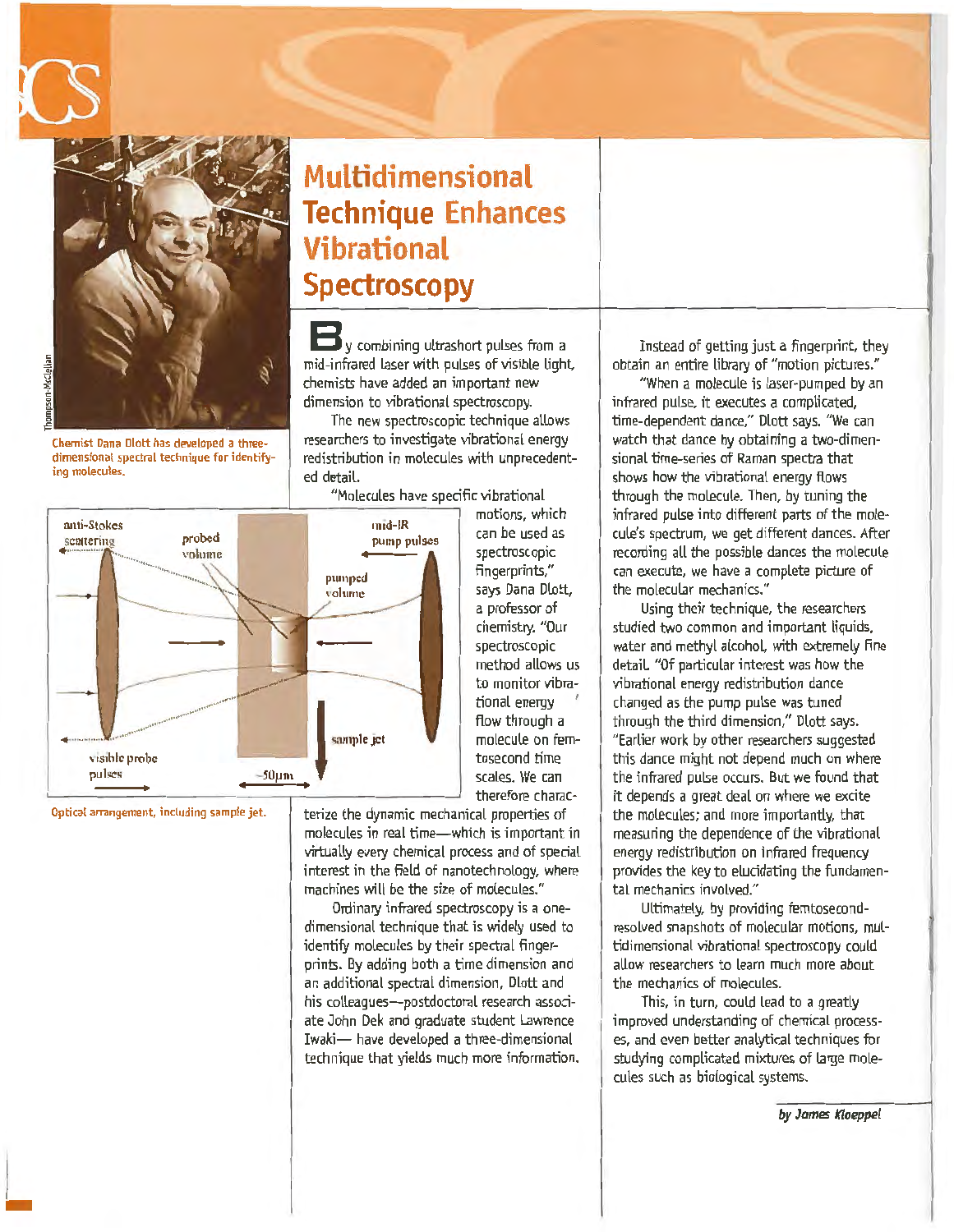# Multidimensional Technique Enhances Vibrational Spectroscopy

Chemist Dana Dlott has developed a three-dimensional spectral technique for identifying molecules.

By combining ultrashort pulses from a mid-infrared laser with pulses of visible light, chemists have added an important new dimension to vibrational spectroscopy.

The new spectroscopic technique allows researchers to investigate vibrational energy redistribution in molecules with unprecedented detail.

"Molecules have specific vibrational motions, which can be used as spectroscopic fingerprints," says Dana Dlott, a professor of chemistry. "Our spectroscopic method allows us to monitor vibrational energy flow through a molecule on femtosecond time scales. We can therefore characterize the dynamic mechanical properties of molecules in real time—which is important in virtually every chemical process and of special interest in the field of nanotechnology, where machines will be the size of molecules."

Optical arrangement, including sample jet.

Ordinary infrared spectroscopy is a one-dimensional technique that is widely used to identify molecules by their spectral fingerprints. By adding both a time dimension and an additional spectral dimension, Dlott and his colleagues—postdoctoral research associate John Dek and graduate student Lawrence Iwaki— have developed a three-dimensional technique that yields much more information. Instead of getting just a fingerprint, they obtain an entire library of "motion pictures."

"When a molecule is laser-pumped by an infrared pulse, it executes a complicated, time-dependent dance," Dlott says. "We can watch that dance by obtaining a two-dimensional time-series of Raman spectra that shows how the vibrational energy flows through the molecule. Then, by tuning the infrared pulse into different parts of the molecule's spectrum, we get different dances. After recording all the possible dances the molecule can execute, we have a complete picture of the molecular mechanics."

Using their technique, the researchers studied two common and important liquids, water and methyl alcohol, with extremely fine detail. "Of particular interest was how the vibrational energy redistribution dance changed as the pump pulse was tuned through the third dimension," Dlott says. "Earlier work by other researchers suggested this dance might not depend much on where the infrared pulse occurs. But we found that it depends a great deal on where we excite the molecules; and more importantly, that measuring the dependence of the vibrational energy redistribution on infrared frequency provides the key to elucidating the fundamental mechanics involved."

Ultimately, by providing femtosecond-resolved snapshots of molecular motions, multidimensional vibrational spectroscopy could allow researchers to learn much more about the mechanics of molecules.

This, in turn, could lead to a greatly improved understanding of chemical processes, and even better analytical techniques for studying complicated mixtures of large molecules such as biological systems.

*by James Kloeppel*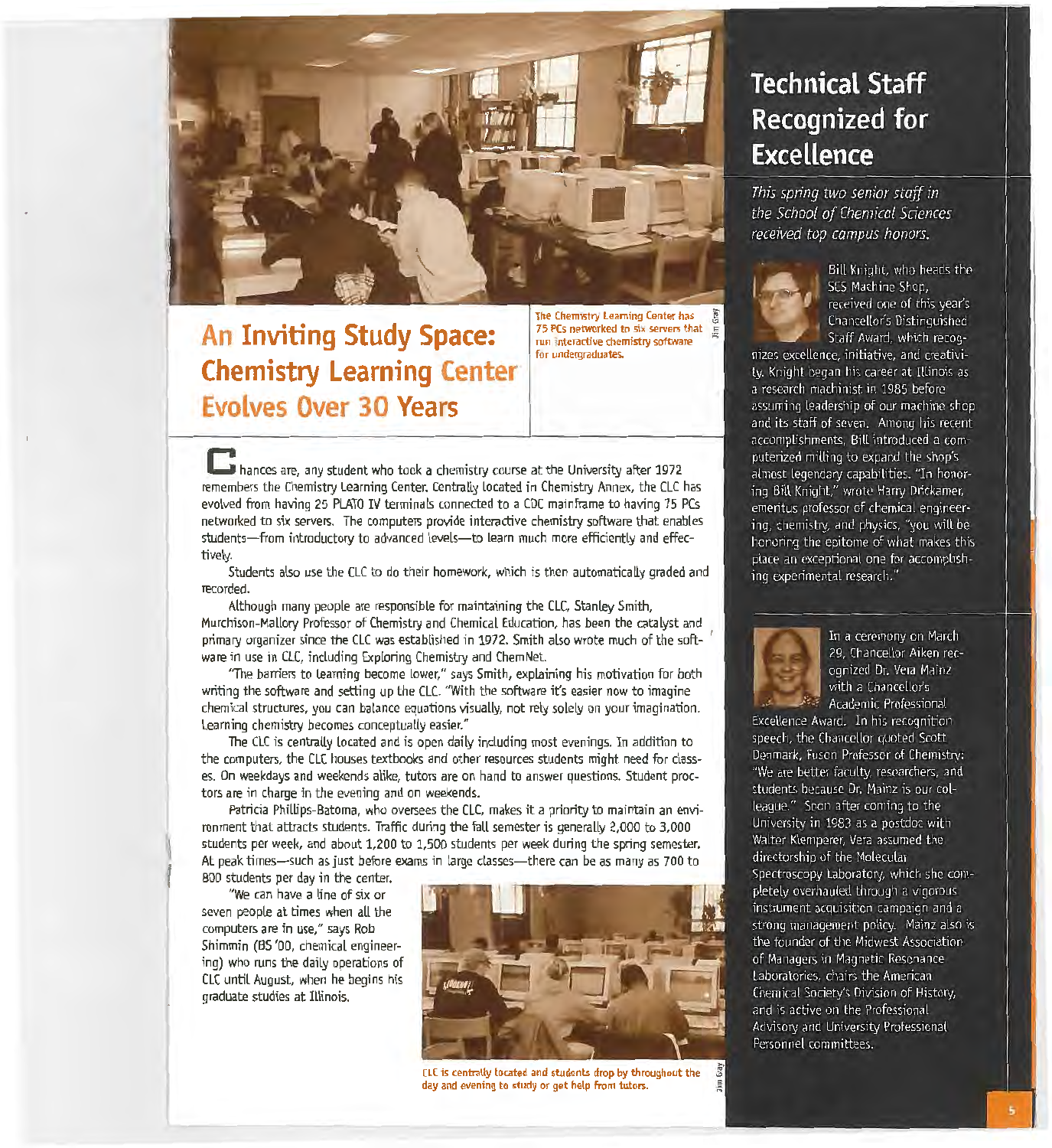# An Inviting Study Space: Chemistry Learning Center Evolves Over 30 Years

The Chemistry Learning Center has 75 PCs networked to six servers that run interactive chemistry software for undergraduates.

Chances are, any student who took a chemistry course at the University after 1972 remembers the Chemistry Learning Center. Centrally located in Chemistry Annex, the CLC has evolved from having 25 PLATO IV terminals connected to a CDC mainframe to having 75 PCs networked to six servers. The computers provide interactive chemistry software that enables students—from introductory to advanced levels—to learn much more efficiently and effectively.

Students also use the CLC to do their homework, which is then automatically graded and recorded.

Although many people are responsible for maintaining the CLC, Stanley Smith, Murchison-Mallory Professor of Chemistry and Chemical Education, has been the catalyst and primary organizer since the CLC was established in 1972. Smith also wrote much of the software in use in CLC, including Exploring Chemistry and ChemNet.

"The barriers to learning become lower," says Smith, explaining his motivation for both writing the software and setting up the CLC. "With the software it's easier now to imagine chemical structures, you can balance equations visually, not rely solely on your imagination. Learning chemistry becomes conceptually easier."

The CLC is centrally located and is open daily including most evenings. In addition to the computers, the CLC houses textbooks and other resources students might need for classes. On weekdays and weekends alike, tutors are on hand to answer questions. Student proctors are in charge in the evening and on weekends.

Patricia Phillips-Batoma, who oversees the CLC, makes it a priority to maintain an environment that attracts students. Traffic during the fall semester is generally 2,000 to 3,000 students per week, and about 1,200 to 1,500 students per week during the spring semester. At peak times—such as just before exams in large classes—there can be as many as 700 to 800 students per day in the center.

"We can have a line of six or seven people at times when all the computers are in use," says Rob Shimmin (BS '00, chemical engineering) who runs the daily operations of CLC until August, when he begins his graduate studies at Illinois.

CLC is centrally located and students drop by throughout the day and evening to study or get help from tutors.

## Technical Staff Recognized for Excellence

*This spring two senior staff in the School of Chemical Sciences received top campus honors.*

Bill Knight, who heads the SCS Machine Shop, received one of this year's Chancellor's Distinguished Staff Award, which recognizes excellence, initiative, and creativity. Knight began his career at Illinois as a research machinist in 1985 before assuming leadership of our machine shop and its staff of seven. Among his recent accomplishments, Bill introduced a computerized milling to expand the shop's almost legendary capabilities. "In honoring Bill Knight," wrote Harry Drickamer, emeritus professor of chemical engineering, chemistry, and physics, "you will be honoring the epitome of what makes this place an exceptional one for accomplishing experimental research."

In a ceremony on March 29, Chancellor Aiken recognized Dr. Vera Mainz with a Chancellor's Academic Professional Excellence Award. In his recognition speech, the Chancellor quoted Scott Denmark, Fuson Professor of Chemistry: "We are better faculty, researchers, and students because Dr. Mainz is our colleague." Soon after coming to the University in 1983 as a postdoc with Walter Klemperer, Vera assumed the directorship of the Molecular Spectroscopy Laboratory, which she completely overhauled through a vigorous instrument acquisition campaign and a strong management policy. Mainz also is the founder of the Midwest Association of Managers in Magnetic Resonance Laboratories, chairs the American Chemical Society's Division of History, and is active on the Professional Advisory and University Professional Personnel committees.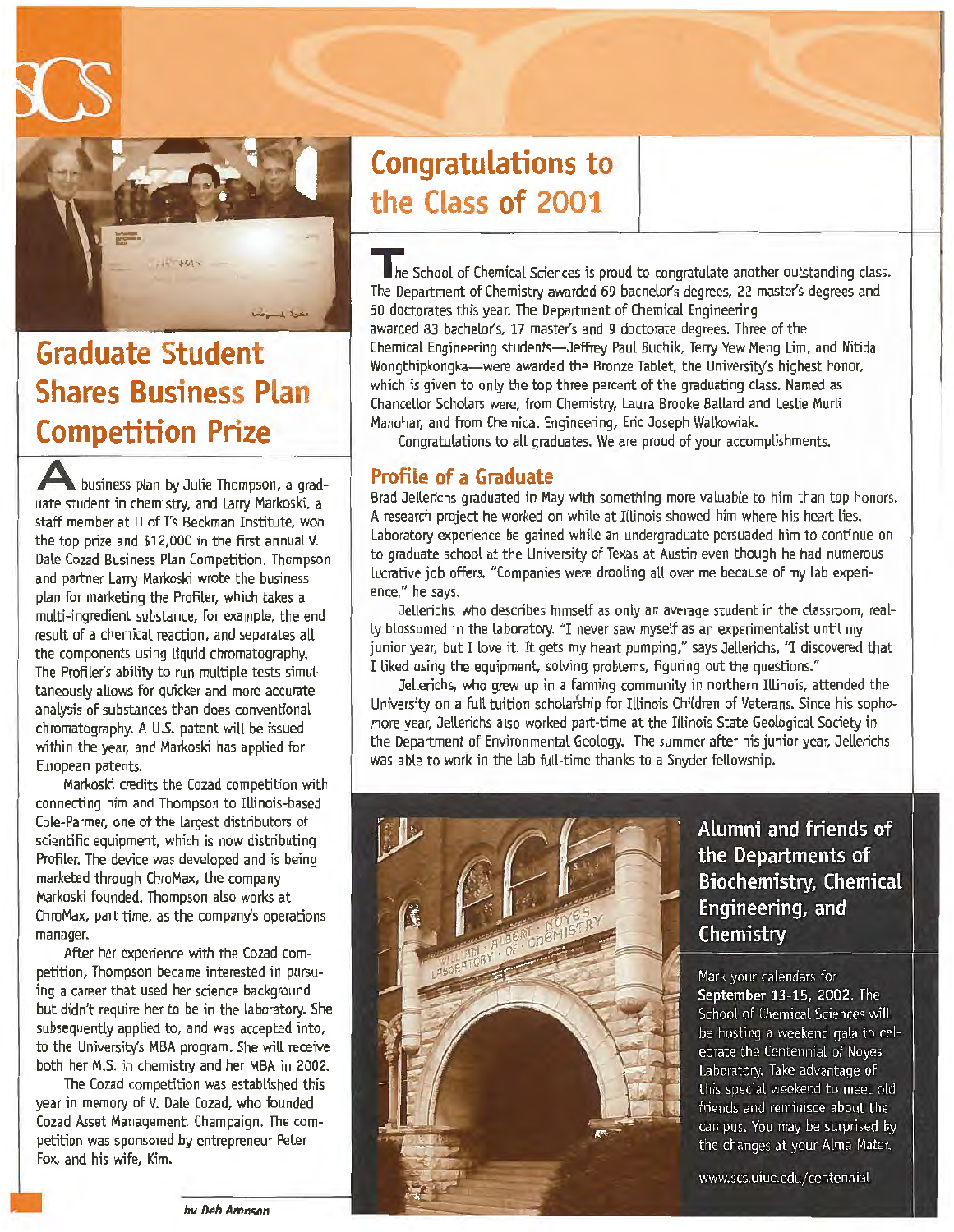## Graduate Student Shares Business Plan Competition Prize

A business plan by Julie Thompson, a graduate student in chemistry, and Larry Markoski, a staff member at U of I's Beckman Institute, won the top prize and $12,000 in the first annual V. Dale Cozad Business Plan Competition. Thompson and partner Larry Markoski wrote the business plan for marketing the Profiler, which takes a multi-ingredient substance, for example, the end result of a chemical reaction, and separates all the components using liquid chromatography. The Profiler's ability to run multiple tests simultaneously allows for quicker and more accurate analysis of substances than does conventional chromatography. A U.S. patent will be issued within the year, and Markoski has applied for European patents.

Markoski credits the Cozad competition with connecting him and Thompson to Illinois-based Cole-Parmer, one of the largest distributors of scientific equipment, which is now distributing Profiler. The device was developed and is being marketed through ChroMax, the company Markoski founded. Thompson also works at ChroMax, part time, as the company's operations manager.

After her experience with the Cozad competition, Thompson became interested in pursuing a career that used her science background but didn't require her to be in the laboratory. She subsequently applied to, and was accepted into, to the University's MBA program. She will receive both her M.S. in chemistry and her MBA in 2002.

The Cozad competition was established this year in memory of V. Dale Cozad, who founded Cozad Asset Management, Champaign. The competition was sponsored by entrepreneur Peter Fox, and his wife, Kim.

*by Deb Aronson*

## Congratulations to the Class of 2001

The School of Chemical Sciences is proud to congratulate another outstanding class. The Department of Chemistry awarded 69 bachelor's degrees, 22 master's degrees and 50 doctorates this year. The Department of Chemical Engineering awarded 83 bachelor's, 17 master's and 9 doctorate degrees. Three of the Chemical Engineering students—Jeffrey Paul Buchik, Terry Yew Meng Lim, and Nitida Wongthipkongka—were awarded the Bronze Tablet, the University's highest honor, which is given to only the top three percent of the graduating class. Named as Chancellor Scholars were, from Chemistry, Laura Brooke Ballard and Leslie Murli Manohar, and from Chemical Engineering, Eric Joseph Walkowiak.

Congratulations to all graduates. We are proud of your accomplishments.

### Profile of a Graduate

Brad Jellerichs graduated in May with something more valuable to him than top honors. A research project he worked on while at Illinois showed him where his heart lies. Laboratory experience he gained while an undergraduate persuaded him to continue on to graduate school at the University of Texas at Austin even though he had numerous lucrative job offers. "Companies were drooling all over me because of my lab experience," he says.

Jellerichs, who describes himself as only an average student in the classroom, really blossomed in the laboratory. "I never saw myself as an experimentalist until my junior year, but I love it. It gets my heart pumping," says Jellerichs, "I discovered that I liked using the equipment, solving problems, figuring out the questions."

Jellerichs, who grew up in a farming community in northern Illinois, attended the University on a full tuition scholarship for Illinois Children of Veterans. Since his sophomore year, Jellerichs also worked part-time at the Illinois State Geological Society in the Department of Environmental Geology. The summer after his junior year, Jellerichs was able to work in the lab full-time thanks to a Snyder fellowship.

### Alumni and friends of the Departments of Biochemistry, Chemical Engineering, and Chemistry

Mark your calendars for **September 13-15, 2002**. The School of Chemical Sciences will be hosting a weekend gala to celebrate the Centennial of Noyes Laboratory. Take advantage of this special weekend to meet old friends and reminisce about the campus. You may be surprised by the changes at your Alma Mater.

www.scs.uiuc.edu/centennial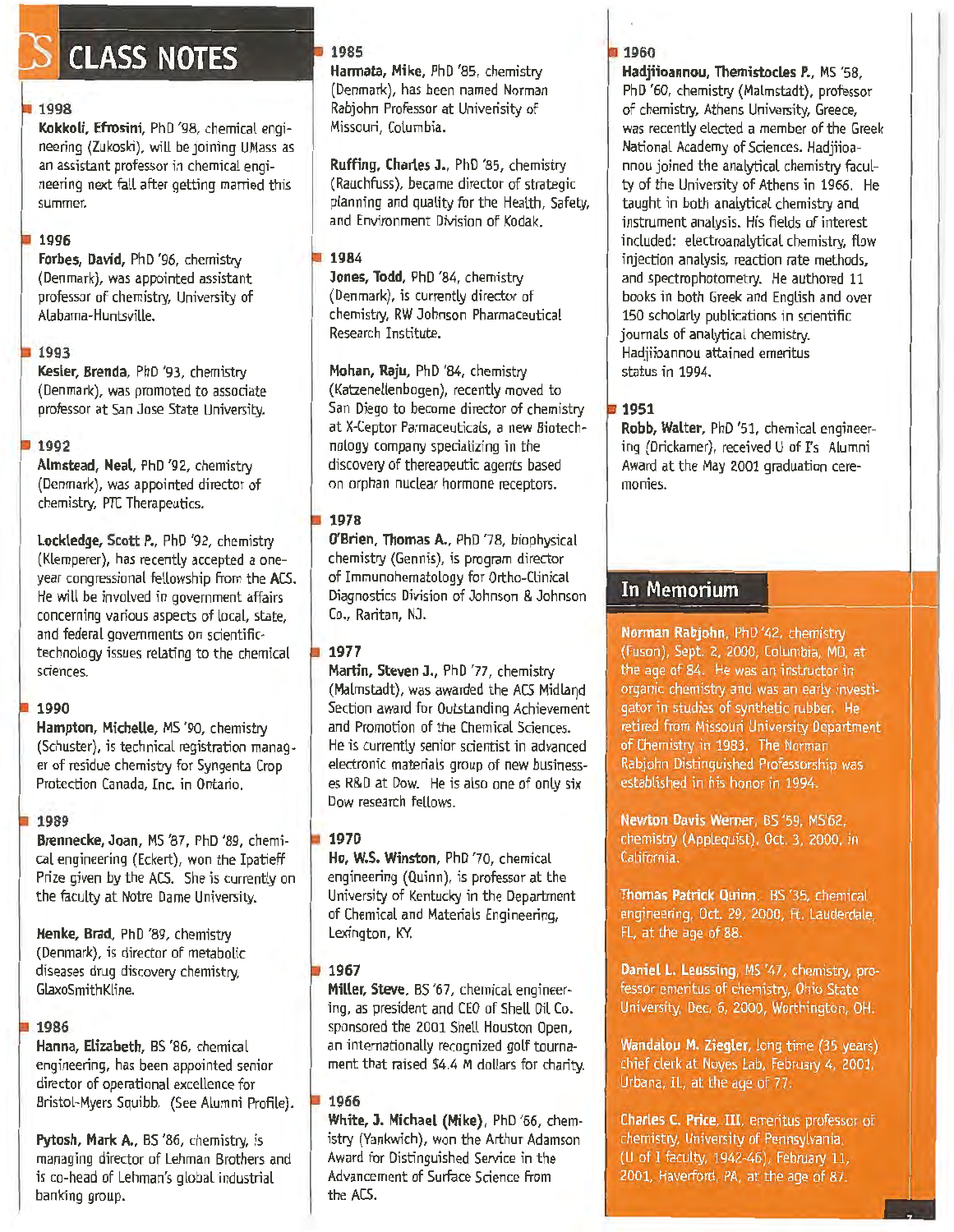# CLASS NOTES

### 1998

**Kokkoli, Efrosini**, PhD '98, chemical engineering (Zukoski), will be joining UMass as an assistant professor in chemical engineering next fall after getting married this summer.

### 1996

**Forbes, David**, PhD '96, chemistry (Denmark), was appointed assistant professor of chemistry, University of Alabama-Huntsville.

### 1993

**Kesler, Brenda**, PhD '93, chemistry (Denmark), was promoted to associate professor at San Jose State University.

### 1992

**Almstead, Neal**, PhD '92, chemistry (Denmark), was appointed director of chemistry, PTC Therapeutics.

**Lockledge, Scott P.**, PhD '92, chemistry (Klemperer), has recently accepted a one-year congressional fellowship from the ACS. He will be involved in government affairs concerning various aspects of local, state, and federal governments on scientific-technology issues relating to the chemical sciences.

### 1990

**Hampton, Michelle**, MS '90, chemistry (Schuster), is technical registration manager of residue chemistry for Syngenta Crop Protection Canada, Inc. in Ontario.

### 1989

**Brennecke, Joan**, MS '87, PhD '89, chemical engineering (Eckert), won the Ipatieff Prize given by the ACS. She is currently on the faculty at Notre Dame University.

**Henke, Brad**, PhD '89, chemistry (Denmark), is director of metabolic diseases drug discovery chemistry, GlaxoSmithKline.

### 1986

**Hanna, Elizabeth**, BS '86, chemical engineering, has been appointed senior director of operational excellence for Bristol-Myers Squibb. (See Alumni Profile).

**Pytosh, Mark A.**, BS '86, chemistry, is managing director of Lehman Brothers and is co-head of Lehman's global industrial banking group.

### 1985

**Harmata, Mike**, PhD '85, chemistry (Denmark), has been named Norman Rabjohn Professor at Univerisity of Missouri, Columbia.

**Ruffing, Charles J.**, PhD '85, chemistry (Rauchfuss), became director of strategic planning and quality for the Health, Safety, and Environment Division of Kodak.

### 1984

**Jones, Todd**, PhD '84, chemistry (Denmark), is currently director of chemistry, RW Johnson Pharmaceutical Research Institute.

**Mohan, Raju**, PhD '84, chemistry (Katzenellenbogen), recently moved to San Diego to become director of chemistry at X-Ceptor Parmaceuticals, a new Biotechnology company specializing in the discovery of thereapeutic agents based on orphan nuclear hormone receptors.

### 1978

**O'Brien, Thomas A.**, PhD '78, biophysical chemistry (Gennis), is program director of Immunohematology for Ortho-Clinical Diagnostics Division of Johnson & Johnson Co., Raritan, NJ.

### 1977

**Martin, Steven J.**, PhD '77, chemistry (Malmstadt), was awarded the ACS Midland Section award for Outstanding Achievement and Promotion of the Chemical Sciences. He is currently senior scientist in advanced electronic materials group of new businesses R&D at Dow. He is also one of only six Dow research fellows.

### 1970

**Ho, W.S. Winston**, PhD '70, chemical engineering (Quinn), is professor at the University of Kentucky in the Department of Chemical and Materials Engineering, Lexington, KY.

### 1967

**Miller, Steve**, BS '67, chemical engineering, as president and CEO of Shell Oil Co. sponsored the 2001 Shell Houston Open, an internationally recognized golf tournament that raised $4.4 M dollars for charity.

### 1966

**White, J. Michael (Mike)**, PhD '66, chemistry (Yankwich), won the Arthur Adamson Award for Distinguished Service in the Advancement of Surface Science from the ACS.

### 1960

**Hadjiioannou, Themistocles P.**, MS '58, PhD '60, chemistry (Malmstadt), professor of chemistry, Athens University, Greece, was recently elected a member of the Greek National Academy of Sciences. Hadjiioannou joined the analytical chemistry faculty of the University of Athens in 1966. He taught in both analytical chemistry and instrument analysis. His fields of interest included: electroanalytical chemistry, flow injection analysis, reaction rate methods, and spectrophotometry. He authored 11 books in both Greek and English and over 150 scholarly publications in scientific journals of analytical chemistry. Hadjiioannou attained emeritus status in 1994.

### 1951

**Robb, Walter**, PhD '51, chemical engineering (Drickamer), received U of I's Alumni Award at the May 2001 graduation ceremonies.

## In Memorium

**Norman Rabjohn**, PhD '42, chemistry (Fuson), Sept. 2, 2000, Columbia, MO, at the age of 84. He was an instructor in organic chemistry and was an early investigator in studies of synthetic rubber. He retired from Missouri University Department of Chemistry in 1983. The Norman Rabjohn Distinguished Professorship was established in his honor in 1994.

**Newton Davis Werner**, BS '59, MS '62, chemistry (Applequist), Oct. 3, 2000, in California.

**Thomas Patrick Quinn**, BS '35, chemical engineering, Oct. 29, 2000, Ft. Lauderdale, FL, at the age of 88.

**Daniel L. Leussing**, MS '47, chemistry, professor emeritus of chemistry, Ohio State University, Dec. 6, 2000, Worthington, OH.

**Wandalou M. Ziegler**, long time (35 years) chief clerk at Noyes Lab, February 4, 2001, Urbana, IL, at the age of 77.

**Charles C. Price, III**, emeritus professor of chemistry, University of Pennsylvania, (U of I faculty, 1942-46), February 11, 2001, Haverford, PA, at the age of 87.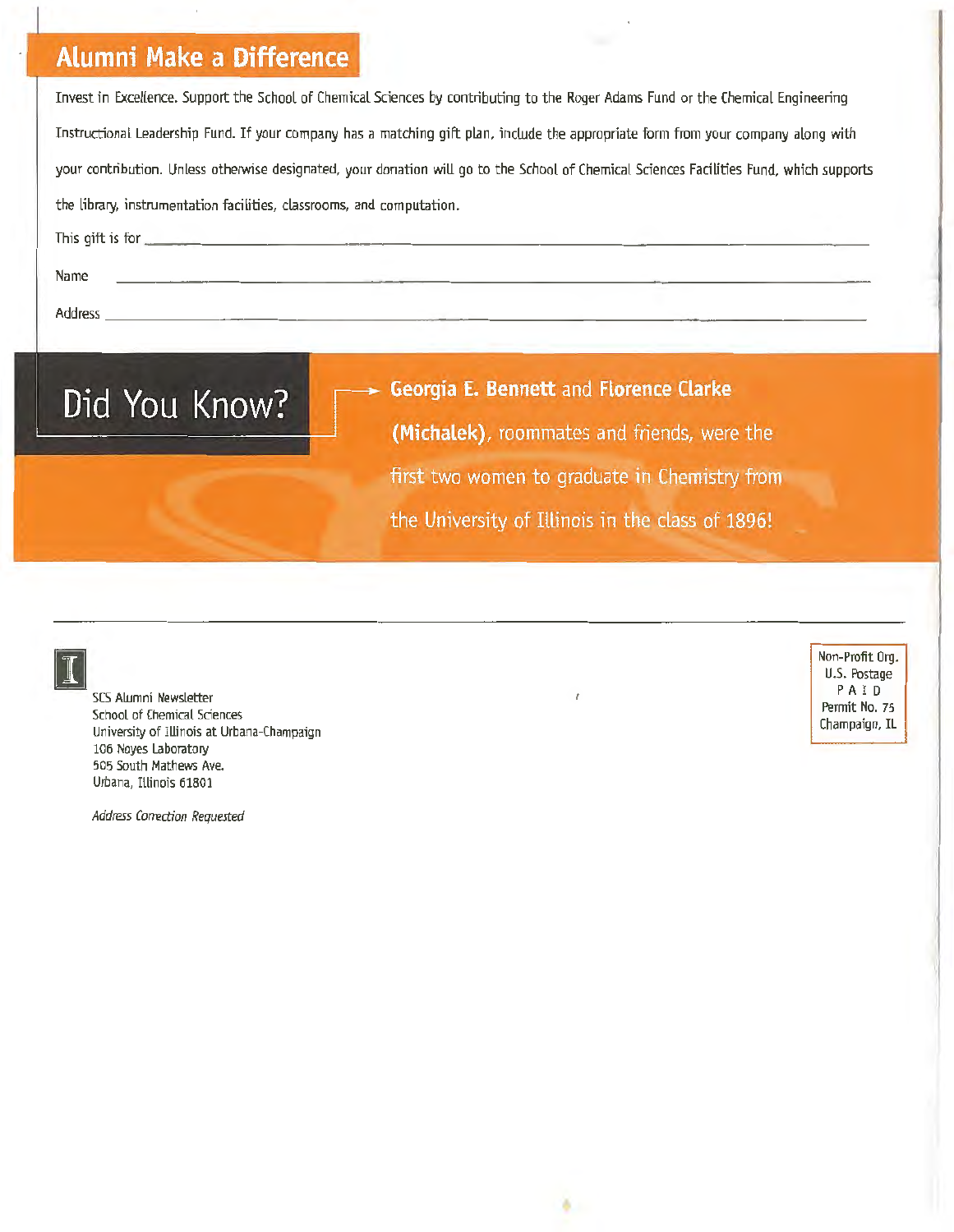## Alumni Make a Difference

Invest in Excellence. Support the School of Chemical Sciences by contributing to the Roger Adams Fund or the Chemical Engineering Instructional Leadership Fund. If your company has a matching gift plan, include the appropriate form from your company along with your contribution. Unless otherwise designated, your donation will go to the School of Chemical Sciences Facilities Fund, which supports the library, instrumentation facilities, classrooms, and computation.

This gift is for ______________________________

Name ______________________________

Address ______________________________

## Did You Know?

**Georgia E. Bennett** and **Florence Clarke (Michalek)**, roommates and friends, were the first two women to graduate in Chemistry from the University of Illinois in the class of 1896!

SCS Alumni Newsletter
School of Chemical Sciences
University of Illinois at Urbana-Champaign
106 Noyes Laboratory
505 South Mathews Ave.
Urbana, Illinois 61801

*Address Correction Requested*

Non-Profit Org.
U.S. Postage
PAID
Permit No. 75
Champaign, IL